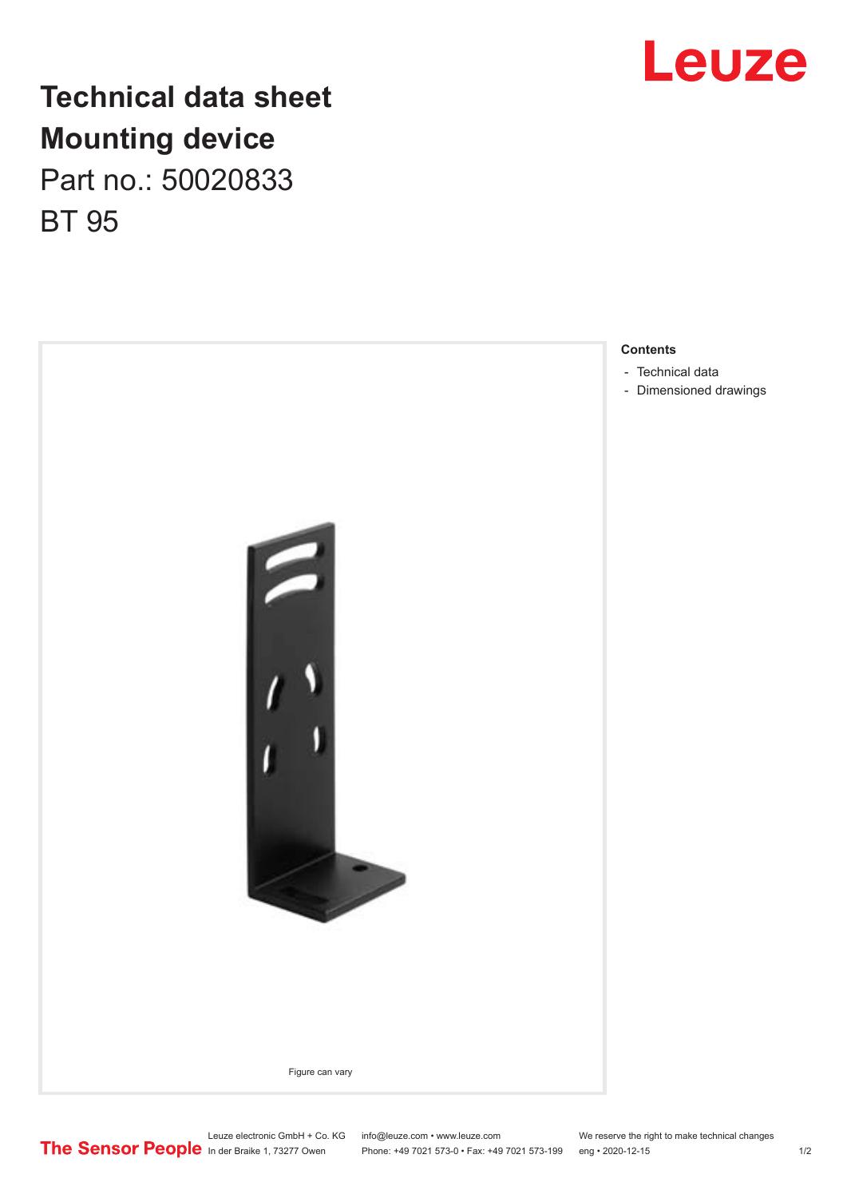# Technical data sheet
# Mounting device

Part no.: 50020833

BT 95

Figure can vary

**Contents**

- Technical data
- Dimensioned drawings

Leuze electronic GmbH + Co. KG
In der Braike 1, 73277 Owen

info@leuze.com • www.leuze.com
Phone: +49 7021 573-0 • Fax: +49 7021 573-199

We reserve the right to make technical changes
eng • 2020-12-15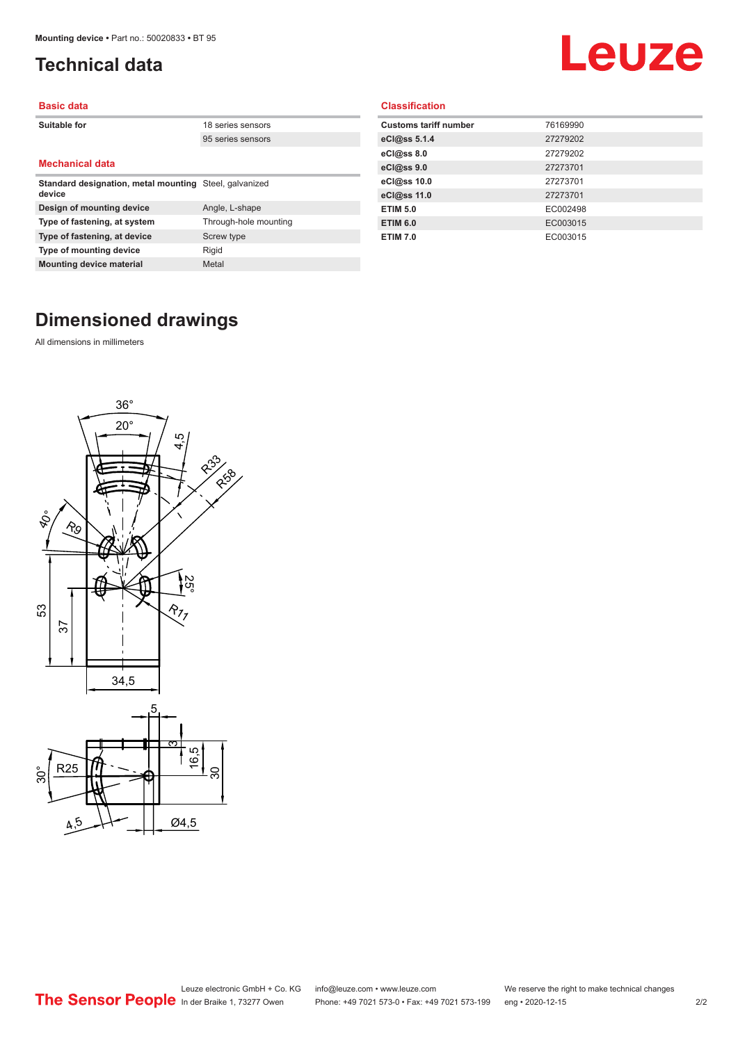# Technical data

## Basic data

| | |
|---|---|
| **Suitable for** | 18 series sensors |
| | 95 series sensors |

## Mechanical data

| | |
|---|---|
| **Standard designation, metal mounting device** | Steel, galvanized |
| **Design of mounting device** | Angle, L-shape |
| **Type of fastening, at system** | Through-hole mounting |
| **Type of fastening, at device** | Screw type |
| **Type of mounting device** | Rigid |
| **Mounting device material** | Metal |

## Classification

| | |
|---|---|
| **Customs tariff number** | 76169990 |
| **eCl@ss 5.1.4** | 27279202 |
| **eCl@ss 8.0** | 27279202 |
| **eCl@ss 9.0** | 27273701 |
| **eCl@ss 10.0** | 27273701 |
| **eCl@ss 11.0** | 27273701 |
| **ETIM 5.0** | EC002498 |
| **ETIM 6.0** | EC003015 |
| **ETIM 7.0** | EC003015 |

# Dimensioned drawings

All dimensions in millimeters

36°
20°
4,5
R33
R58
40°
R9
25°
R11
53
37
34,5
5
3
16,5
30
30°
R25
4,5
Ø4,5